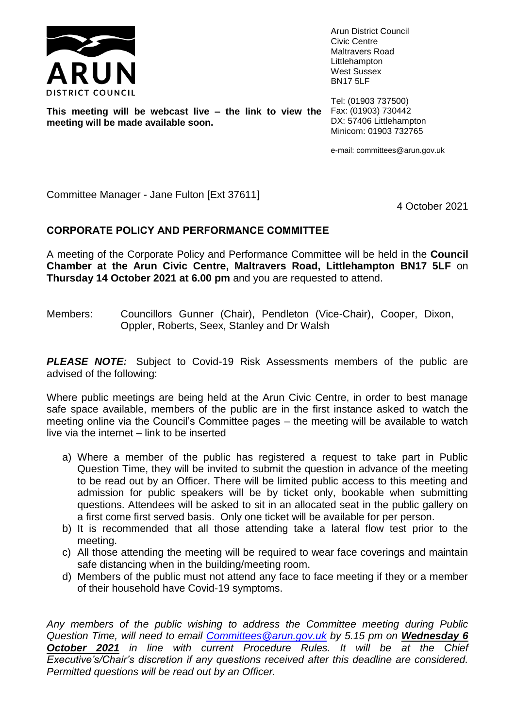ARUN DISTRICT COUNCIL

Arun District Council
Civic Centre
Maltravers Road
Littlehampton
West Sussex
BN17 5LF

Tel: (01903 737500)
Fax: (01903) 730442
DX: 57406 Littlehampton
Minicom: 01903 732765

e-mail: committees@arun.gov.uk

**This meeting will be webcast live – the link to view the meeting will be made available soon.**

Committee Manager - Jane Fulton [Ext 37611]

4 October 2021

## CORPORATE POLICY AND PERFORMANCE COMMITTEE

A meeting of the Corporate Policy and Performance Committee will be held in the **Council Chamber at the Arun Civic Centre, Maltravers Road, Littlehampton BN17 5LF** on **Thursday 14 October 2021 at 6.00 pm** and you are requested to attend.

Members: Councillors Gunner (Chair), Pendleton (Vice-Chair), Cooper, Dixon, Oppler, Roberts, Seex, Stanley and Dr Walsh

***PLEASE NOTE:*** Subject to Covid-19 Risk Assessments members of the public are advised of the following:

Where public meetings are being held at the Arun Civic Centre, in order to best manage safe space available, members of the public are in the first instance asked to watch the meeting online via the Council's Committee pages – the meeting will be available to watch live via the internet – link to be inserted

a) Where a member of the public has registered a request to take part in Public Question Time, they will be invited to submit the question in advance of the meeting to be read out by an Officer. There will be limited public access to this meeting and admission for public speakers will be by ticket only, bookable when submitting questions. Attendees will be asked to sit in an allocated seat in the public gallery on a first come first served basis. Only one ticket will be available for per person.
b) It is recommended that all those attending take a lateral flow test prior to the meeting.
c) All those attending the meeting will be required to wear face coverings and maintain safe distancing when in the building/meeting room.
d) Members of the public must not attend any face to face meeting if they or a member of their household have Covid-19 symptoms.

*Any members of the public wishing to address the Committee meeting during Public Question Time, will need to email Committees@arun.gov.uk by 5.15 pm on **Wednesday 6 October 2021** in line with current Procedure Rules. It will be at the Chief Executive's/Chair's discretion if any questions received after this deadline are considered. Permitted questions will be read out by an Officer.*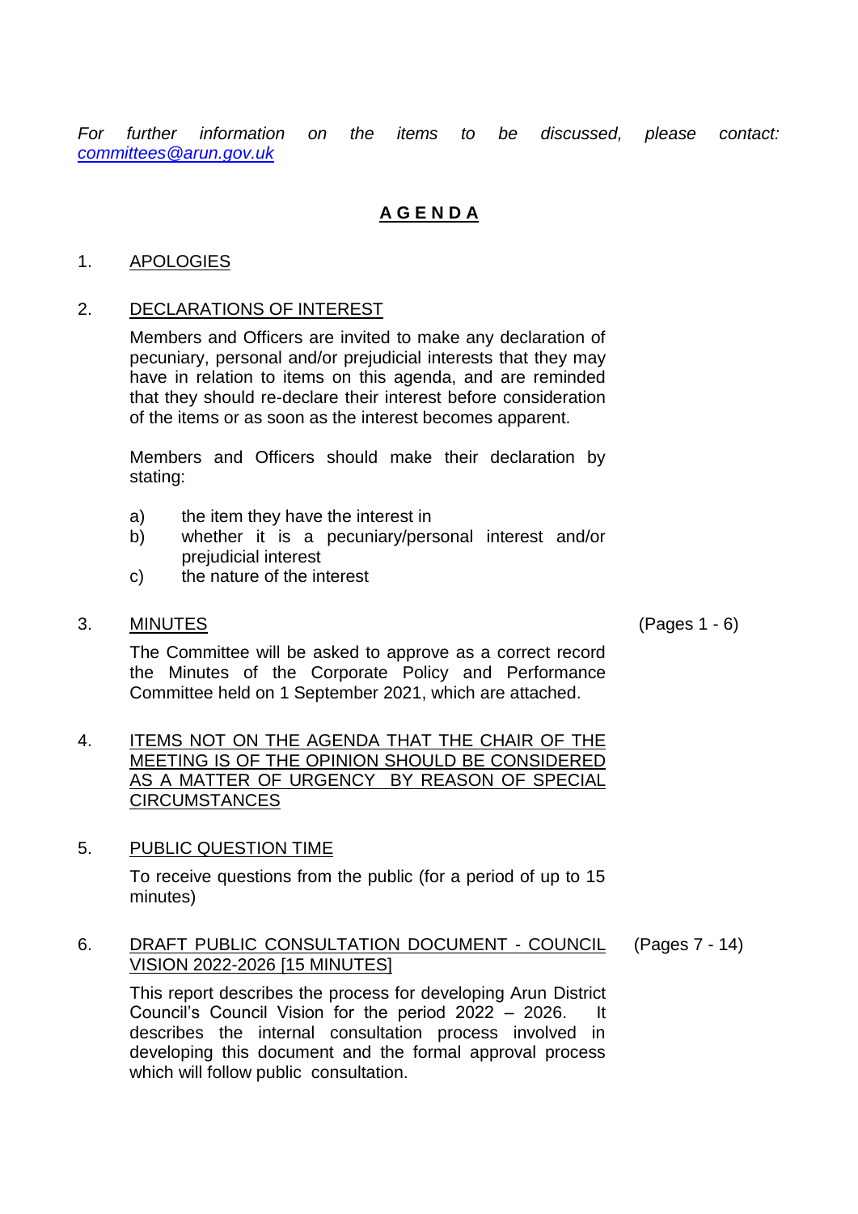*For further information on the items to be discussed, please contact: committees@arun.gov.uk*

# AGENDA

1. APOLOGIES

2. DECLARATIONS OF INTEREST

   Members and Officers are invited to make any declaration of pecuniary, personal and/or prejudicial interests that they may have in relation to items on this agenda, and are reminded that they should re-declare their interest before consideration of the items or as soon as the interest becomes apparent.

   Members and Officers should make their declaration by stating:

   a) the item they have the interest in
   b) whether it is a pecuniary/personal interest and/or prejudicial interest
   c) the nature of the interest

3. MINUTES (Pages 1 - 6)

   The Committee will be asked to approve as a correct record the Minutes of the Corporate Policy and Performance Committee held on 1 September 2021, which are attached.

4. ITEMS NOT ON THE AGENDA THAT THE CHAIR OF THE MEETING IS OF THE OPINION SHOULD BE CONSIDERED AS A MATTER OF URGENCY BY REASON OF SPECIAL CIRCUMSTANCES

5. PUBLIC QUESTION TIME

   To receive questions from the public (for a period of up to 15 minutes)

6. DRAFT PUBLIC CONSULTATION DOCUMENT - COUNCIL VISION 2022-2026 [15 MINUTES] (Pages 7 - 14)

   This report describes the process for developing Arun District Council's Council Vision for the period 2022 – 2026. It describes the internal consultation process involved in developing this document and the formal approval process which will follow public consultation.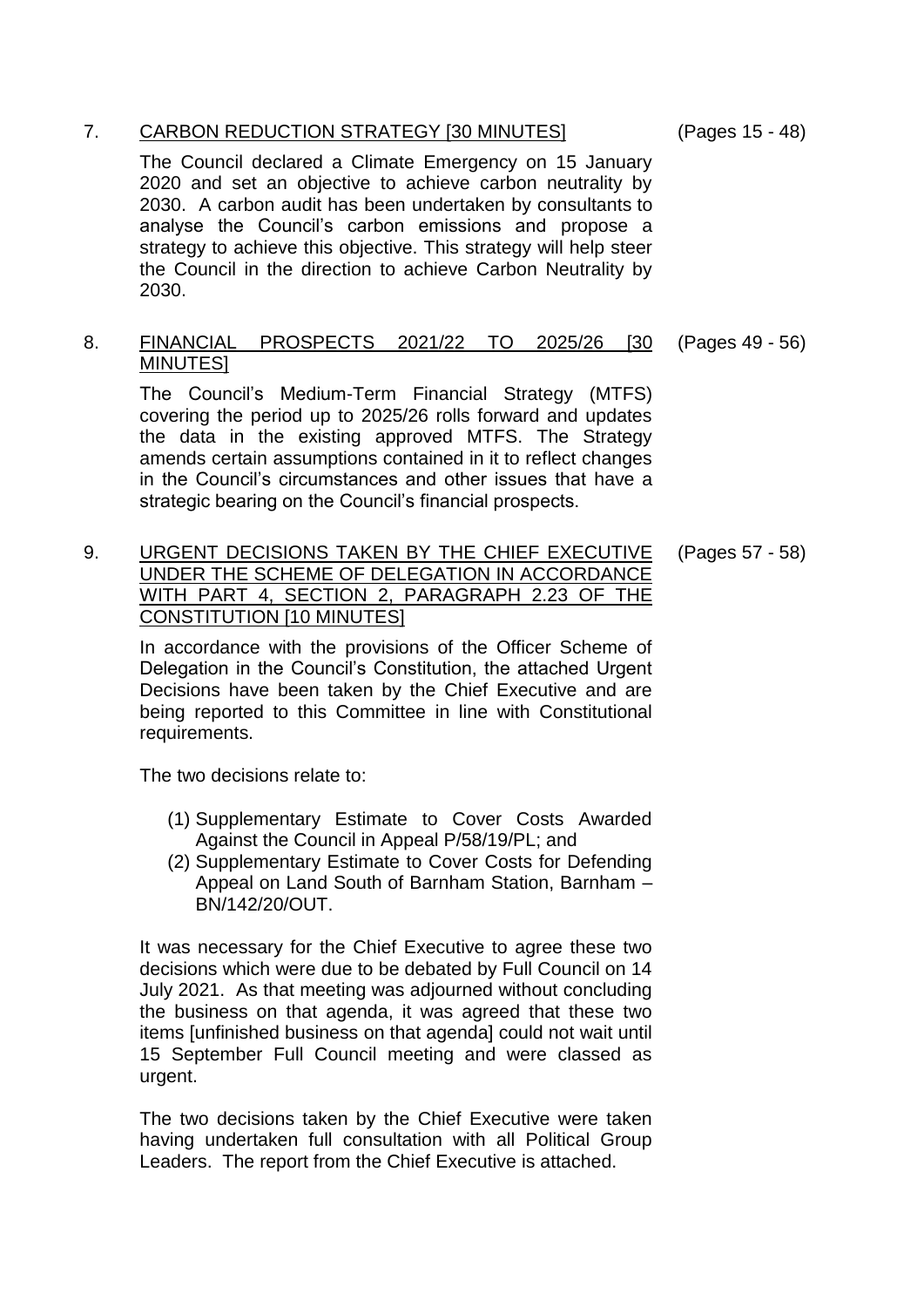7. CARBON REDUCTION STRATEGY [30 MINUTES] (Pages 15 - 48)

The Council declared a Climate Emergency on 15 January 2020 and set an objective to achieve carbon neutrality by 2030. A carbon audit has been undertaken by consultants to analyse the Council's carbon emissions and propose a strategy to achieve this objective. This strategy will help steer the Council in the direction to achieve Carbon Neutrality by 2030.

8. FINANCIAL PROSPECTS 2021/22 TO 2025/26 [30 MINUTES] (Pages 49 - 56)

The Council's Medium-Term Financial Strategy (MTFS) covering the period up to 2025/26 rolls forward and updates the data in the existing approved MTFS. The Strategy amends certain assumptions contained in it to reflect changes in the Council's circumstances and other issues that have a strategic bearing on the Council's financial prospects.

9. URGENT DECISIONS TAKEN BY THE CHIEF EXECUTIVE UNDER THE SCHEME OF DELEGATION IN ACCORDANCE WITH PART 4, SECTION 2, PARAGRAPH 2.23 OF THE CONSTITUTION [10 MINUTES] (Pages 57 - 58)

In accordance with the provisions of the Officer Scheme of Delegation in the Council's Constitution, the attached Urgent Decisions have been taken by the Chief Executive and are being reported to this Committee in line with Constitutional requirements.

The two decisions relate to:

(1) Supplementary Estimate to Cover Costs Awarded Against the Council in Appeal P/58/19/PL; and
(2) Supplementary Estimate to Cover Costs for Defending Appeal on Land South of Barnham Station, Barnham – BN/142/20/OUT.

It was necessary for the Chief Executive to agree these two decisions which were due to be debated by Full Council on 14 July 2021. As that meeting was adjourned without concluding the business on that agenda, it was agreed that these two items [unfinished business on that agenda] could not wait until 15 September Full Council meeting and were classed as urgent.

The two decisions taken by the Chief Executive were taken having undertaken full consultation with all Political Group Leaders. The report from the Chief Executive is attached.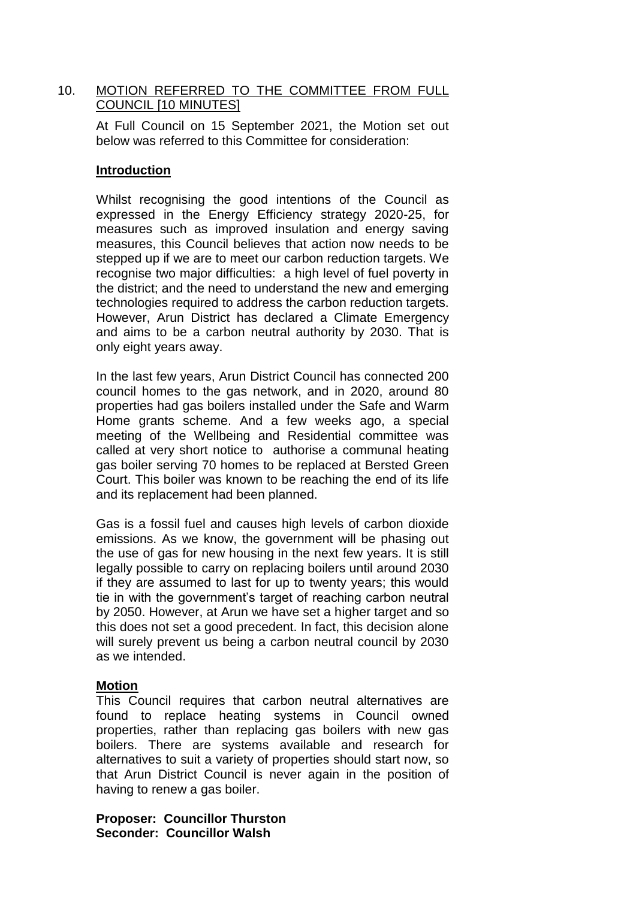## 10. MOTION REFERRED TO THE COMMITTEE FROM FULL COUNCIL [10 MINUTES]

At Full Council on 15 September 2021, the Motion set out below was referred to this Committee for consideration:

**Introduction**

Whilst recognising the good intentions of the Council as expressed in the Energy Efficiency strategy 2020-25, for measures such as improved insulation and energy saving measures, this Council believes that action now needs to be stepped up if we are to meet our carbon reduction targets. We recognise two major difficulties: a high level of fuel poverty in the district; and the need to understand the new and emerging technologies required to address the carbon reduction targets. However, Arun District has declared a Climate Emergency and aims to be a carbon neutral authority by 2030. That is only eight years away.

In the last few years, Arun District Council has connected 200 council homes to the gas network, and in 2020, around 80 properties had gas boilers installed under the Safe and Warm Home grants scheme. And a few weeks ago, a special meeting of the Wellbeing and Residential committee was called at very short notice to authorise a communal heating gas boiler serving 70 homes to be replaced at Bersted Green Court. This boiler was known to be reaching the end of its life and its replacement had been planned.

Gas is a fossil fuel and causes high levels of carbon dioxide emissions. As we know, the government will be phasing out the use of gas for new housing in the next few years. It is still legally possible to carry on replacing boilers until around 2030 if they are assumed to last for up to twenty years; this would tie in with the government's target of reaching carbon neutral by 2050. However, at Arun we have set a higher target and so this does not set a good precedent. In fact, this decision alone will surely prevent us being a carbon neutral council by 2030 as we intended.

**Motion**

This Council requires that carbon neutral alternatives are found to replace heating systems in Council owned properties, rather than replacing gas boilers with new gas boilers. There are systems available and research for alternatives to suit a variety of properties should start now, so that Arun District Council is never again in the position of having to renew a gas boiler.

**Proposer: Councillor Thurston**
**Seconder: Councillor Walsh**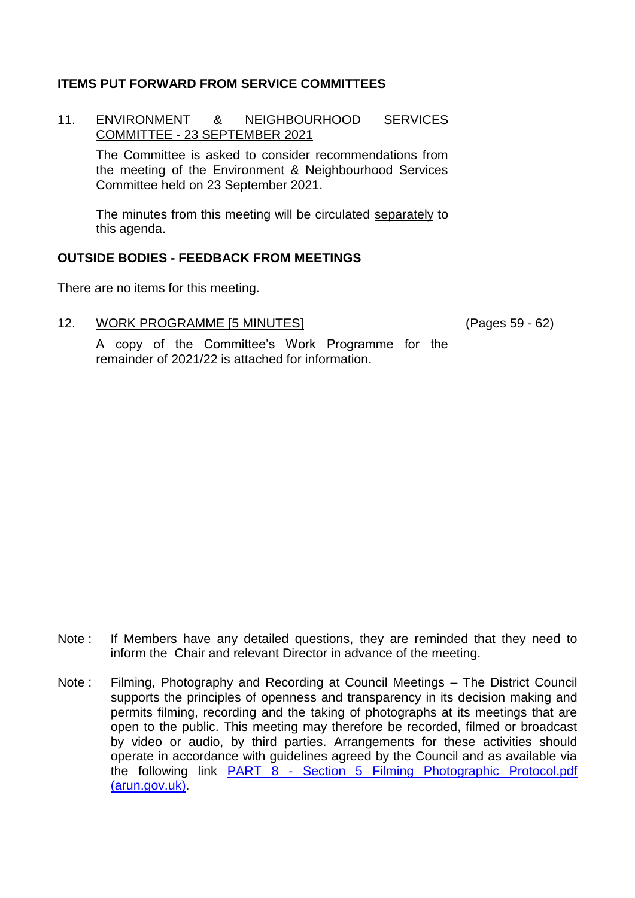**ITEMS PUT FORWARD FROM SERVICE COMMITTEES**

11. ENVIRONMENT & NEIGHBOURHOOD SERVICES COMMITTEE - 23 SEPTEMBER 2021

    The Committee is asked to consider recommendations from the meeting of the Environment & Neighbourhood Services Committee held on 23 September 2021.

    The minutes from this meeting will be circulated separately to this agenda.

**OUTSIDE BODIES - FEEDBACK FROM MEETINGS**

There are no items for this meeting.

12. WORK PROGRAMME [5 MINUTES] (Pages 59 - 62)

    A copy of the Committee's Work Programme for the remainder of 2021/22 is attached for information.

Note : If Members have any detailed questions, they are reminded that they need to inform the Chair and relevant Director in advance of the meeting.

Note : Filming, Photography and Recording at Council Meetings – The District Council supports the principles of openness and transparency in its decision making and permits filming, recording and the taking of photographs at its meetings that are open to the public. This meeting may therefore be recorded, filmed or broadcast by video or audio, by third parties. Arrangements for these activities should operate in accordance with guidelines agreed by the Council and as available via the following link [PART 8 - Section 5 Filming Photographic Protocol.pdf (arun.gov.uk)](arun.gov.uk).